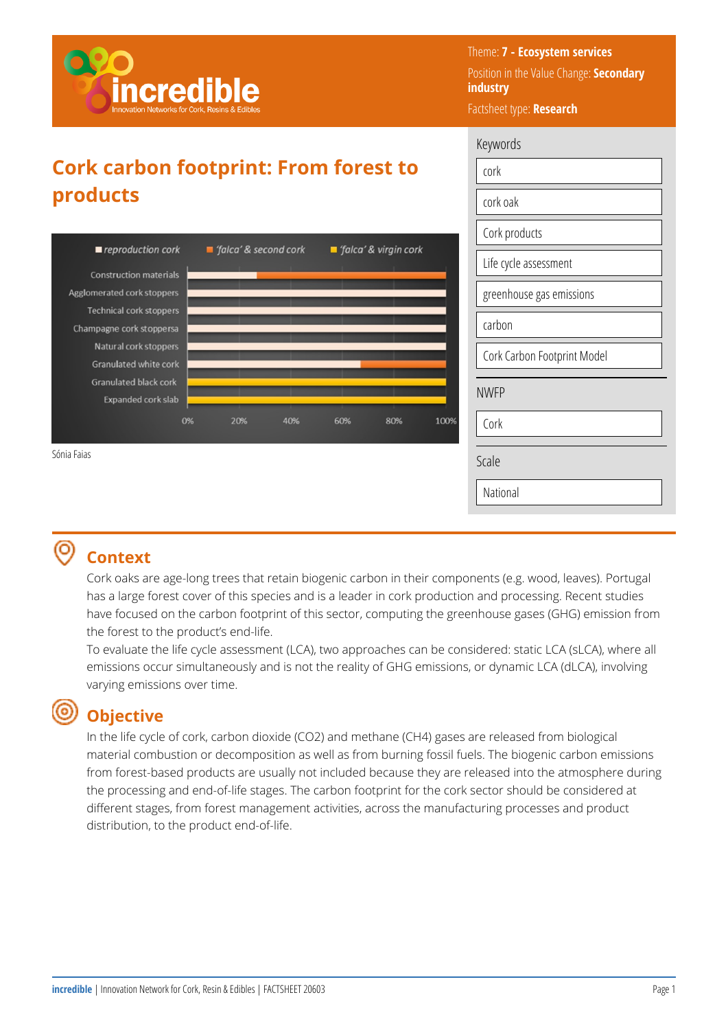Theme: **7 - Ecosystem services**

Position in the Value Change: **Secondary industry**

Factsheet type: **Research**

# Cork carbon footprint: From forest to products

Sónia Faias

**Keywords**

- cork
- cork oak
- Cork products
- Life cycle assessment
- greenhouse gas emissions
- carbon
- Cork Carbon Footprint Model

**NWFP**

- Cork

**Scale**

- National

## Context

Cork oaks are age-long trees that retain biogenic carbon in their components (e.g. wood, leaves). Portugal has a large forest cover of this species and is a leader in cork production and processing. Recent studies have focused on the carbon footprint of this sector, computing the greenhouse gases (GHG) emission from the forest to the product's end-life.

To evaluate the life cycle assessment (LCA), two approaches can be considered: static LCA (sLCA), where all emissions occur simultaneously and is not the reality of GHG emissions, or dynamic LCA (dLCA), involving varying emissions over time.

## Objective

In the life cycle of cork, carbon dioxide ($CO_2$) and methane ($CH_4$) gases are released from biological material combustion or decomposition as well as from burning fossil fuels. The biogenic carbon emissions from forest-based products are usually not included because they are released into the atmosphere during the processing and end-of-life stages. The carbon footprint for the cork sector should be considered at different stages, from forest management activities, across the manufacturing processes and product distribution, to the product end-of-life.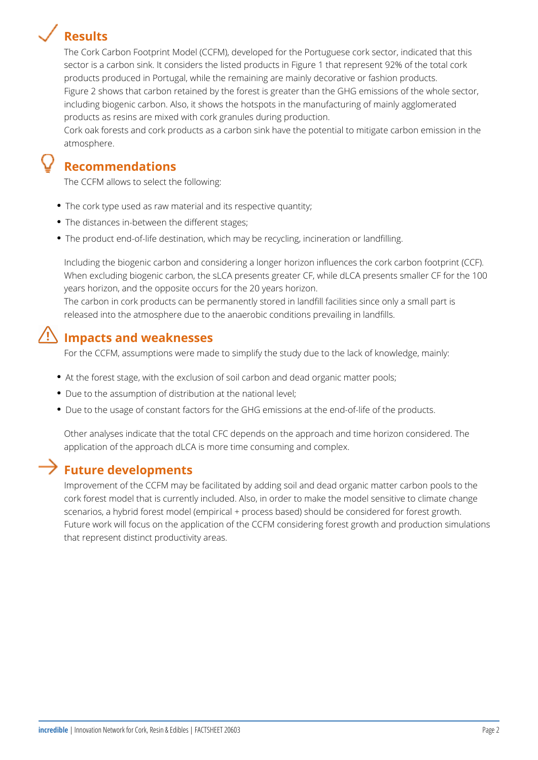## Results

The Cork Carbon Footprint Model (CCFM), developed for the Portuguese cork sector, indicated that this sector is a carbon sink. It considers the listed products in Figure 1 that represent 92% of the total cork products produced in Portugal, while the remaining are mainly decorative or fashion products.
Figure 2 shows that carbon retained by the forest is greater than the GHG emissions of the whole sector, including biogenic carbon. Also, it shows the hotspots in the manufacturing of mainly agglomerated products as resins are mixed with cork granules during production.
Cork oak forests and cork products as a carbon sink have the potential to mitigate carbon emission in the atmosphere.

## Recommendations

The CCFM allows to select the following:

- The cork type used as raw material and its respective quantity;
- The distances in-between the different stages;
- The product end-of-life destination, which may be recycling, incineration or landfilling.

Including the biogenic carbon and considering a longer horizon influences the cork carbon footprint (CCF). When excluding biogenic carbon, the sLCA presents greater CF, while dLCA presents smaller CF for the 100 years horizon, and the opposite occurs for the 20 years horizon.
The carbon in cork products can be permanently stored in landfill facilities since only a small part is released into the atmosphere due to the anaerobic conditions prevailing in landfills.

## Impacts and weaknesses

For the CCFM, assumptions were made to simplify the study due to the lack of knowledge, mainly:

- At the forest stage, with the exclusion of soil carbon and dead organic matter pools;
- Due to the assumption of distribution at the national level;
- Due to the usage of constant factors for the GHG emissions at the end-of-life of the products.

Other analyses indicate that the total CFC depends on the approach and time horizon considered. The application of the approach dLCA is more time consuming and complex.

## Future developments

Improvement of the CCFM may be facilitated by adding soil and dead organic matter carbon pools to the cork forest model that is currently included. Also, in order to make the model sensitive to climate change scenarios, a hybrid forest model (empirical + process based) should be considered for forest growth. Future work will focus on the application of the CCFM considering forest growth and production simulations that represent distinct productivity areas.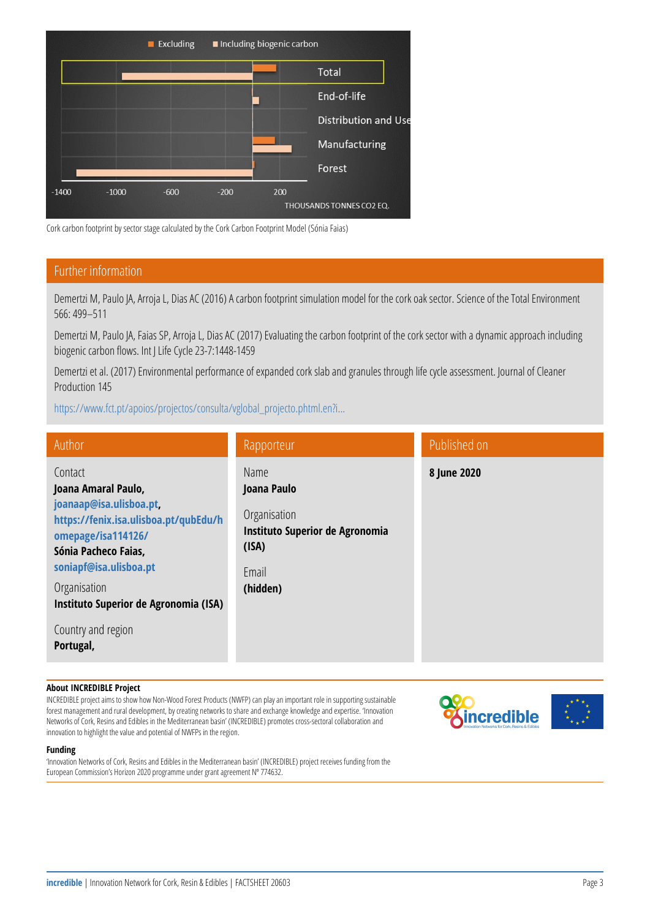Excluding
Including biogenic carbon

Total
End-of-life
Distribution and Use
Manufacturing
Forest

-1400 -1000 -600 -200 200

THOUSANDS TONNES CO2 EQ.

Cork carbon footprint by sector stage calculated by the Cork Carbon Footprint Model (Sónia Faias)

## Further information

Demertzi M, Paulo JA, Arroja L, Dias AC (2016) A carbon footprint simulation model for the cork oak sector. Science of the Total Environment 566: 499–511

Demertzi M, Paulo JA, Faias SP, Arroja L, Dias AC (2017) Evaluating the carbon footprint of the cork sector with a dynamic approach including biogenic carbon flows. Int J Life Cycle 23-7:1448-1459

Demertzi et al. (2017) Environmental performance of expanded cork slab and granules through life cycle assessment. Journal of Cleaner Production 145

https://www.fct.pt/apoios/projectos/consulta/vglobal_projecto.phtml.en?i...

## Author

Contact
**Joana Amaral Paulo,**
**joanaap@isa.ulisboa.pt,**
**https://fenix.isa.ulisboa.pt/qubEdu/homepage/isa114126/**
**Sónia Pacheco Faias,**
**soniapf@isa.ulisboa.pt**

Organisation
**Instituto Superior de Agronomia (ISA)**

Country and region
**Portugal,**

## Rapporteur

Name
**Joana Paulo**

Organisation
**Instituto Superior de Agronomia (ISA)**

Email
**(hidden)**

## Published on

**8 June 2020**

**About INCREDIBLE Project**

INCREDIBLE project aims to show how Non-Wood Forest Products (NWFP) can play an important role in supporting sustainable forest management and rural development, by creating networks to share and exchange knowledge and expertise. 'Innovation Networks of Cork, Resins and Edibles in the Mediterranean basin' (INCREDIBLE) promotes cross-sectoral collaboration and innovation to highlight the value and potential of NWFPs in the region.

**Funding**

'Innovation Networks of Cork, Resins and Edibles in the Mediterranean basin' (INCREDIBLE) project receives funding from the European Commission's Horizon 2020 programme under grant agreement Nº 774632.